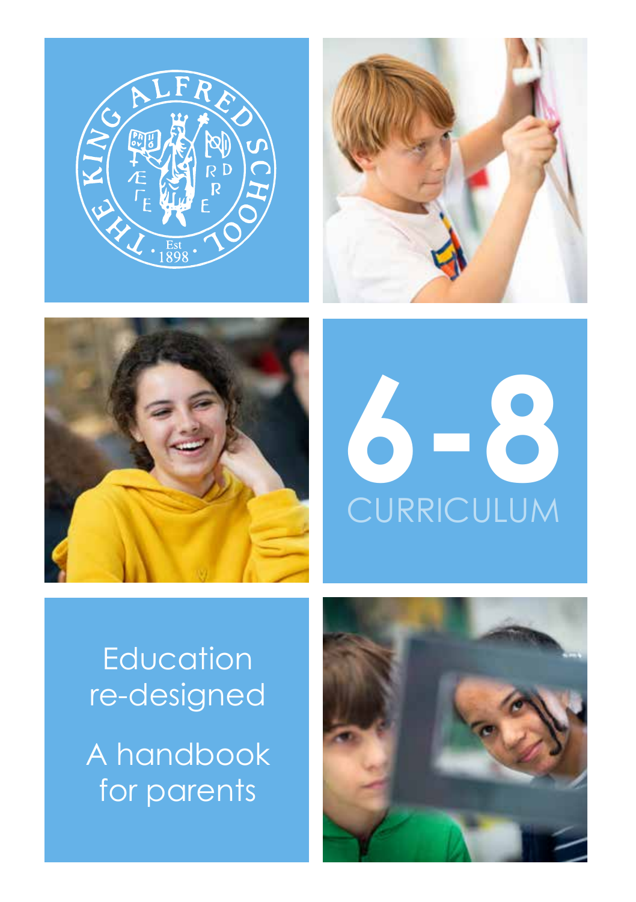# 6-8 CURRICULUM

Education re-designed

A handbook for parents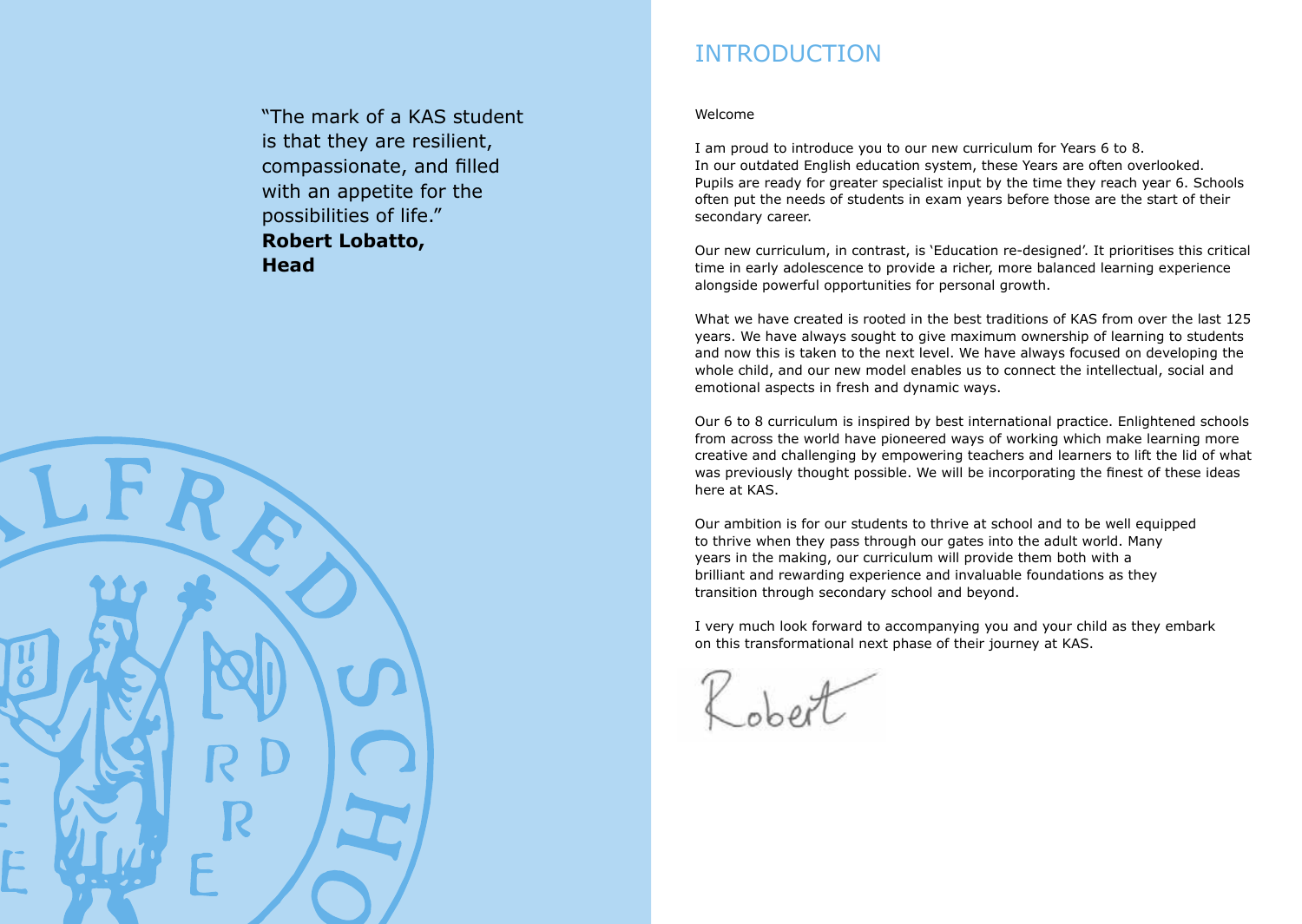"The mark of a KAS student is that they are resilient, compassionate, and filled with an appetite for the possibilities of life."
**Robert Lobatto, Head**

# INTRODUCTION

Welcome

I am proud to introduce you to our new curriculum for Years 6 to 8. In our outdated English education system, these Years are often overlooked. Pupils are ready for greater specialist input by the time they reach year 6. Schools often put the needs of students in exam years before those are the start of their secondary career.

Our new curriculum, in contrast, is 'Education re-designed'. It prioritises this critical time in early adolescence to provide a richer, more balanced learning experience alongside powerful opportunities for personal growth.

What we have created is rooted in the best traditions of KAS from over the last 125 years. We have always sought to give maximum ownership of learning to students and now this is taken to the next level. We have always focused on developing the whole child, and our new model enables us to connect the intellectual, social and emotional aspects in fresh and dynamic ways.

Our 6 to 8 curriculum is inspired by best international practice. Enlightened schools from across the world have pioneered ways of working which make learning more creative and challenging by empowering teachers and learners to lift the lid of what was previously thought possible. We will be incorporating the finest of these ideas here at KAS.

Our ambition is for our students to thrive at school and to be well equipped to thrive when they pass through our gates into the adult world. Many years in the making, our curriculum will provide them both with a brilliant and rewarding experience and invaluable foundations as they transition through secondary school and beyond.

I very much look forward to accompanying you and your child as they embark on this transformational next phase of their journey at KAS.

Robert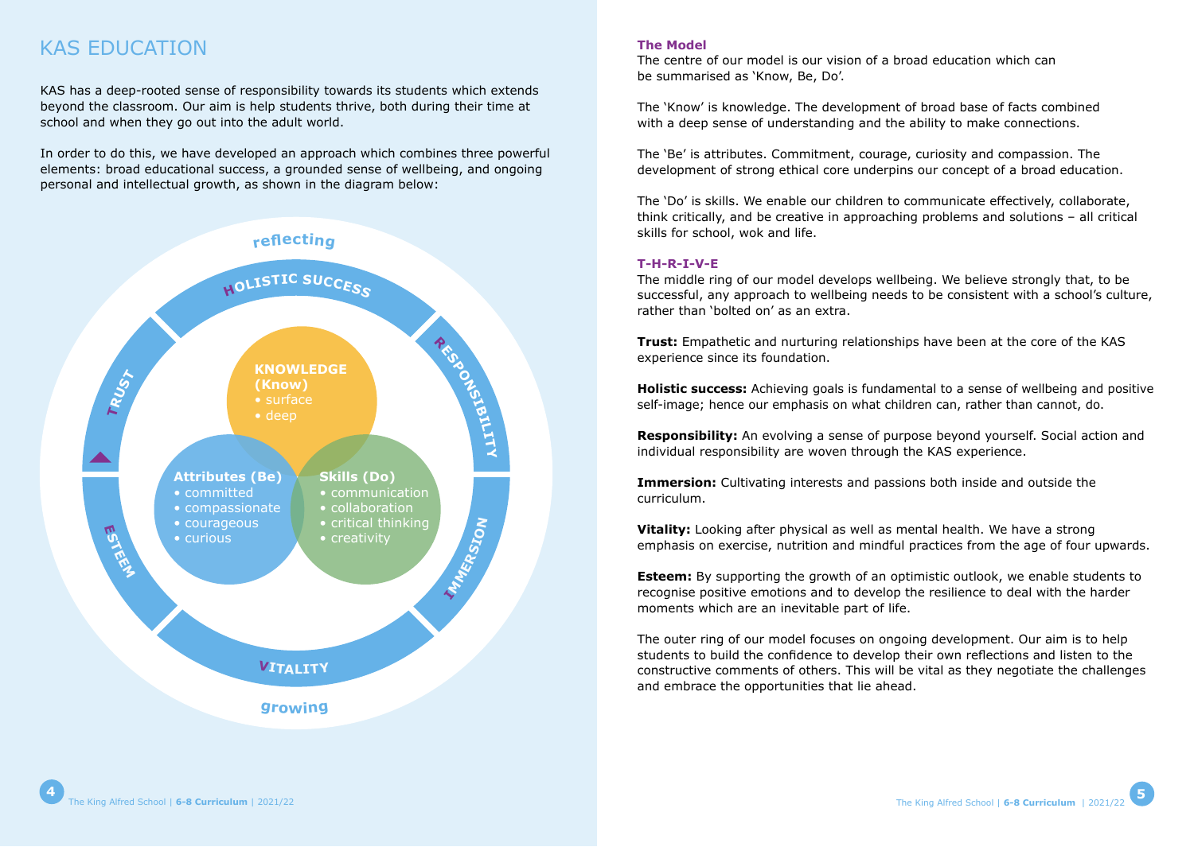# KAS EDUCATION

KAS has a deep-rooted sense of responsibility towards its students which extends beyond the classroom. Our aim is help students thrive, both during their time at school and when they go out into the adult world.

In order to do this, we have developed an approach which combines three powerful elements: broad educational success, a grounded sense of wellbeing, and ongoing personal and intellectual growth, as shown in the diagram below:

reflecting

HOLISTIC SUCCESS

RESPONSIBILITY

IMMERSION

VITALITY

ESTEEM

TRUST

growing

**KNOWLEDGE (Know)**
- surface
- deep

**Attributes (Be)**
- committed
- compassionate
- courageous
- curious

**Skills (Do)**
- communication
- collaboration
- critical thinking
- creativity

### The Model

The centre of our model is our vision of a broad education which can be summarised as 'Know, Be, Do'.

The 'Know' is knowledge. The development of broad base of facts combined with a deep sense of understanding and the ability to make connections.

The 'Be' is attributes. Commitment, courage, curiosity and compassion. The development of strong ethical core underpins our concept of a broad education.

The 'Do' is skills. We enable our children to communicate effectively, collaborate, think critically, and be creative in approaching problems and solutions – all critical skills for school, wok and life.

### T-H-R-I-V-E

The middle ring of our model develops wellbeing. We believe strongly that, to be successful, any approach to wellbeing needs to be consistent with a school's culture, rather than 'bolted on' as an extra.

**Trust:** Empathetic and nurturing relationships have been at the core of the KAS experience since its foundation.

**Holistic success:** Achieving goals is fundamental to a sense of wellbeing and positive self-image; hence our emphasis on what children can, rather than cannot, do.

**Responsibility:** An evolving a sense of purpose beyond yourself. Social action and individual responsibility are woven through the KAS experience.

**Immersion:** Cultivating interests and passions both inside and outside the curriculum.

**Vitality:** Looking after physical as well as mental health. We have a strong emphasis on exercise, nutrition and mindful practices from the age of four upwards.

**Esteem:** By supporting the growth of an optimistic outlook, we enable students to recognise positive emotions and to develop the resilience to deal with the harder moments which are an inevitable part of life.

The outer ring of our model focuses on ongoing development. Our aim is to help students to build the confidence to develop their own reflections and listen to the constructive comments of others. This will be vital as they negotiate the challenges and embrace the opportunities that lie ahead.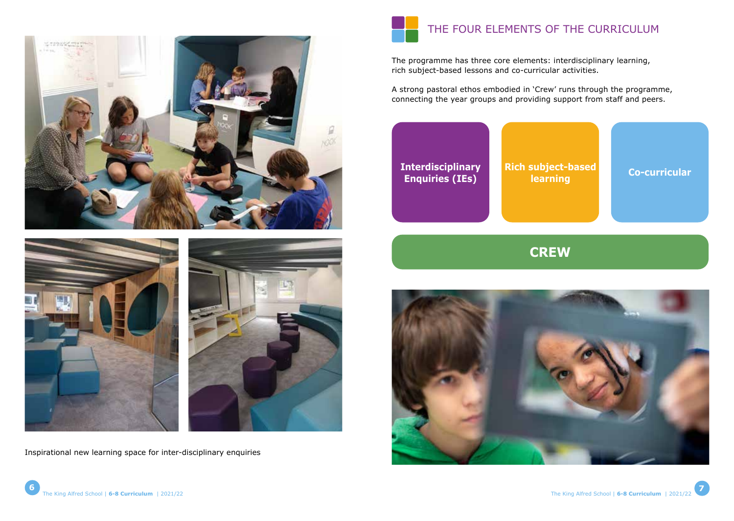Inspirational new learning space for inter-disciplinary enquiries

## THE FOUR ELEMENTS OF THE CURRICULUM

The programme has three core elements: interdisciplinary learning, rich subject-based lessons and co-curricular activities.

A strong pastoral ethos embodied in 'Crew' runs through the programme, connecting the year groups and providing support from staff and peers.

**Interdisciplinary Enquiries (IEs)**

**Rich subject-based learning**

**Co-curricular**

**CREW**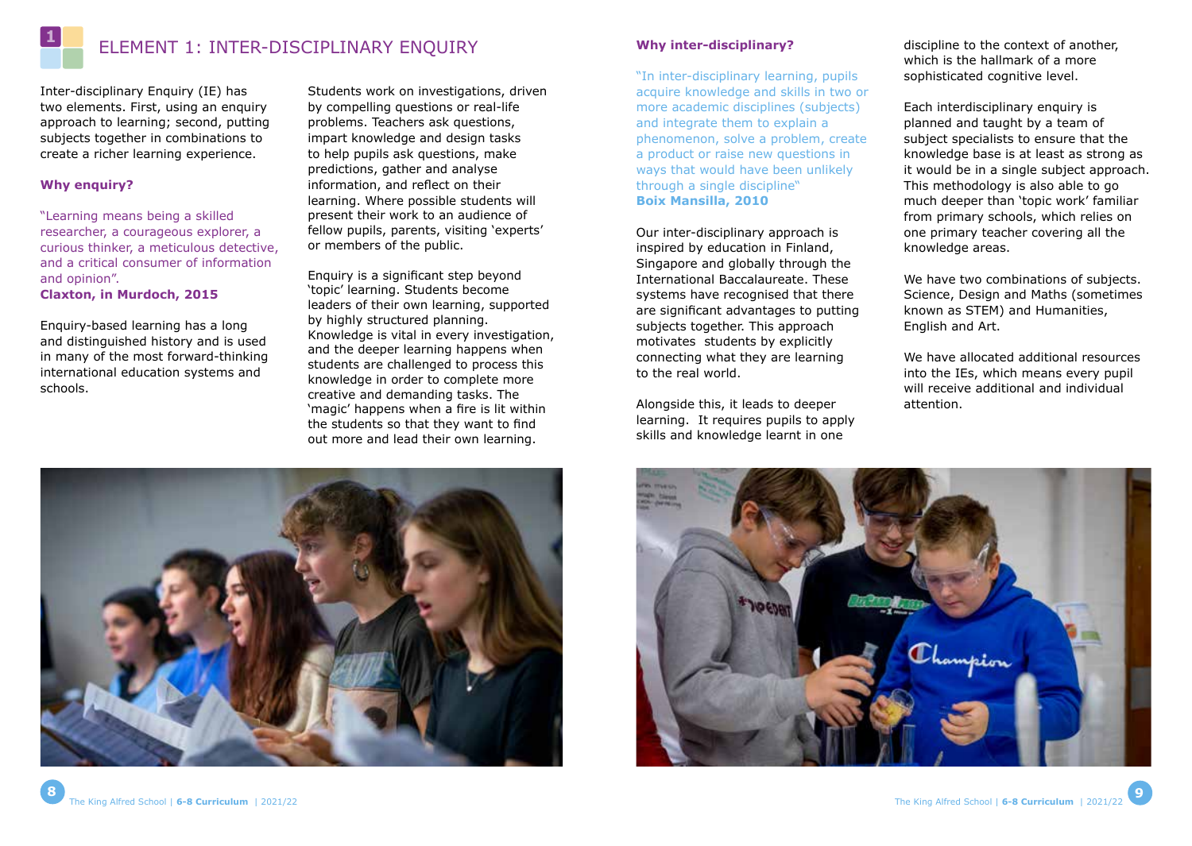# ELEMENT 1: INTER-DISCIPLINARY ENQUIRY

Inter-disciplinary Enquiry (IE) has two elements. First, using an enquiry approach to learning; second, putting subjects together in combinations to create a richer learning experience.

### Why enquiry?

"Learning means being a skilled researcher, a courageous explorer, a curious thinker, a meticulous detective, and a critical consumer of information and opinion".
**Claxton, in Murdoch, 2015**

Enquiry-based learning has a long and distinguished history and is used in many of the most forward-thinking international education systems and schools.

Students work on investigations, driven by compelling questions or real-life problems. Teachers ask questions, impart knowledge and design tasks to help pupils ask questions, make predictions, gather and analyse information, and reflect on their learning. Where possible students will present their work to an audience of fellow pupils, parents, visiting 'experts' or members of the public.

Enquiry is a significant step beyond 'topic' learning. Students become leaders of their own learning, supported by highly structured planning. Knowledge is vital in every investigation, and the deeper learning happens when students are challenged to process this knowledge in order to complete more creative and demanding tasks. The 'magic' happens when a fire is lit within the students so that they want to find out more and lead their own learning.

### Why inter-disciplinary?

"In inter-disciplinary learning, pupils acquire knowledge and skills in two or more academic disciplines (subjects) and integrate them to explain a phenomenon, solve a problem, create a product or raise new questions in ways that would have been unlikely through a single discipline"
**Boix Mansilla, 2010**

Our inter-disciplinary approach is inspired by education in Finland, Singapore and globally through the International Baccalaureate. These systems have recognised that there are significant advantages to putting subjects together. This approach motivates students by explicitly connecting what they are learning to the real world.

Alongside this, it leads to deeper learning. It requires pupils to apply skills and knowledge learnt in one discipline to the context of another, which is the hallmark of a more sophisticated cognitive level.

Each interdisciplinary enquiry is planned and taught by a team of subject specialists to ensure that the knowledge base is at least as strong as it would be in a single subject approach. This methodology is also able to go much deeper than 'topic work' familiar from primary schools, which relies on one primary teacher covering all the knowledge areas.

We have two combinations of subjects. Science, Design and Maths (sometimes known as STEM) and Humanities, English and Art.

We have allocated additional resources into the IEs, which means every pupil will receive additional and individual attention.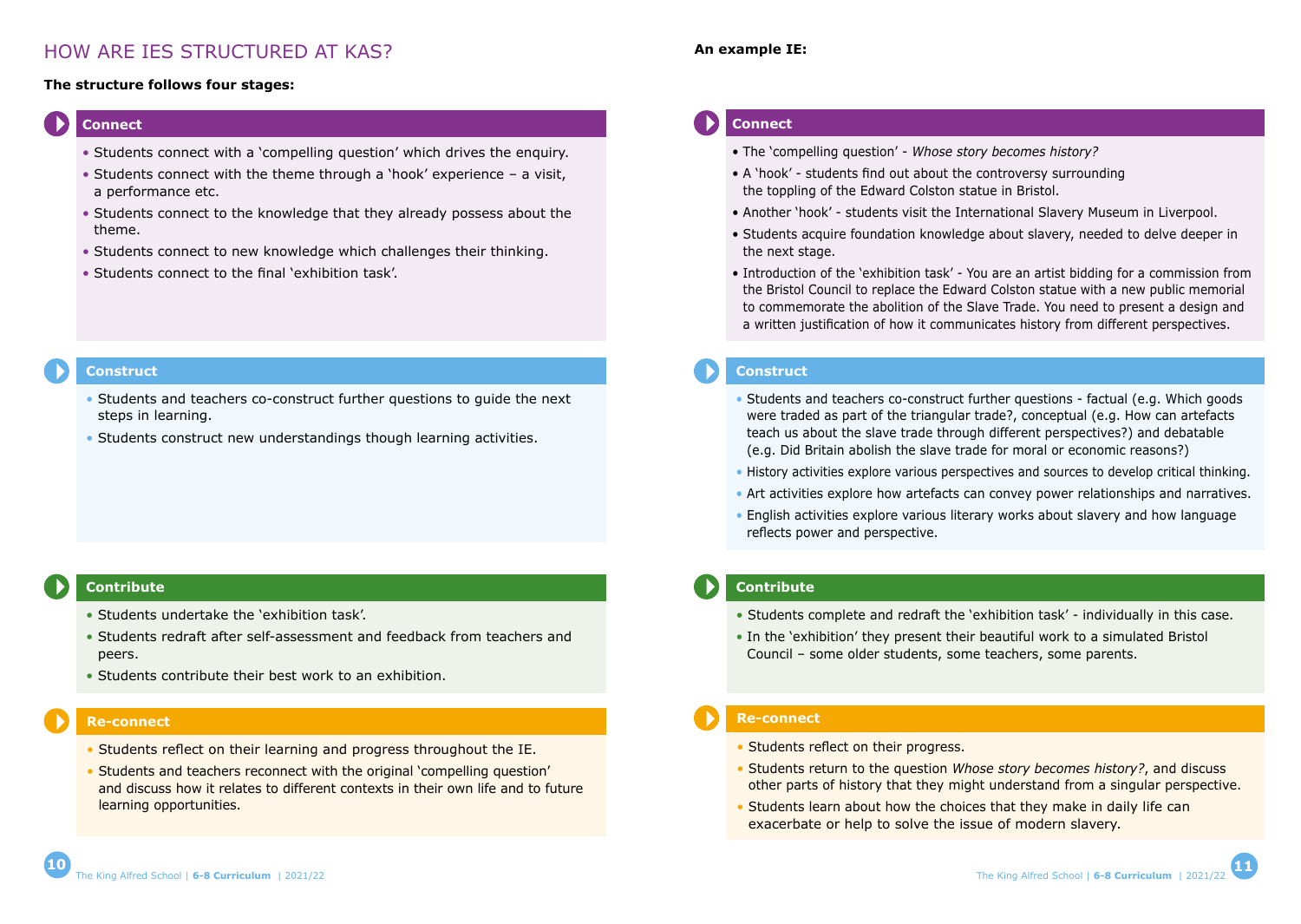## HOW ARE IES STRUCTURED AT KAS?

**The structure follows four stages:**

### Connect

- Students connect with a 'compelling question' which drives the enquiry.
- Students connect with the theme through a 'hook' experience – a visit, a performance etc.
- Students connect to the knowledge that they already possess about the theme.
- Students connect to new knowledge which challenges their thinking.
- Students connect to the final 'exhibition task'.

### Construct

- Students and teachers co-construct further questions to guide the next steps in learning.
- Students construct new understandings though learning activities.

### Contribute

- Students undertake the 'exhibition task'.
- Students redraft after self-assessment and feedback from teachers and peers.
- Students contribute their best work to an exhibition.

### Re-connect

- Students reflect on their learning and progress throughout the IE.
- Students and teachers reconnect with the original 'compelling question' and discuss how it relates to different contexts in their own life and to future learning opportunities.

**An example IE:**

### Connect

- The 'compelling question' - *Whose story becomes history?*
- A 'hook' - students find out about the controversy surrounding the toppling of the Edward Colston statue in Bristol.
- Another 'hook' - students visit the International Slavery Museum in Liverpool.
- Students acquire foundation knowledge about slavery, needed to delve deeper in the next stage.
- Introduction of the 'exhibition task' - You are an artist bidding for a commission from the Bristol Council to replace the Edward Colston statue with a new public memorial to commemorate the abolition of the Slave Trade. You need to present a design and a written justification of how it communicates history from different perspectives.

### Construct

- Students and teachers co-construct further questions - factual (e.g. Which goods were traded as part of the triangular trade?, conceptual (e.g. How can artefacts teach us about the slave trade through different perspectives?) and debatable (e.g. Did Britain abolish the slave trade for moral or economic reasons?)
- History activities explore various perspectives and sources to develop critical thinking.
- Art activities explore how artefacts can convey power relationships and narratives.
- English activities explore various literary works about slavery and how language reflects power and perspective.

### Contribute

- Students complete and redraft the 'exhibition task' - individually in this case.
- In the 'exhibition' they present their beautiful work to a simulated Bristol Council – some older students, some teachers, some parents.

### Re-connect

- Students reflect on their progress.
- Students return to the question *Whose story becomes history?*, and discuss other parts of history that they might understand from a singular perspective.
- Students learn about how the choices that they make in daily life can exacerbate or help to solve the issue of modern slavery.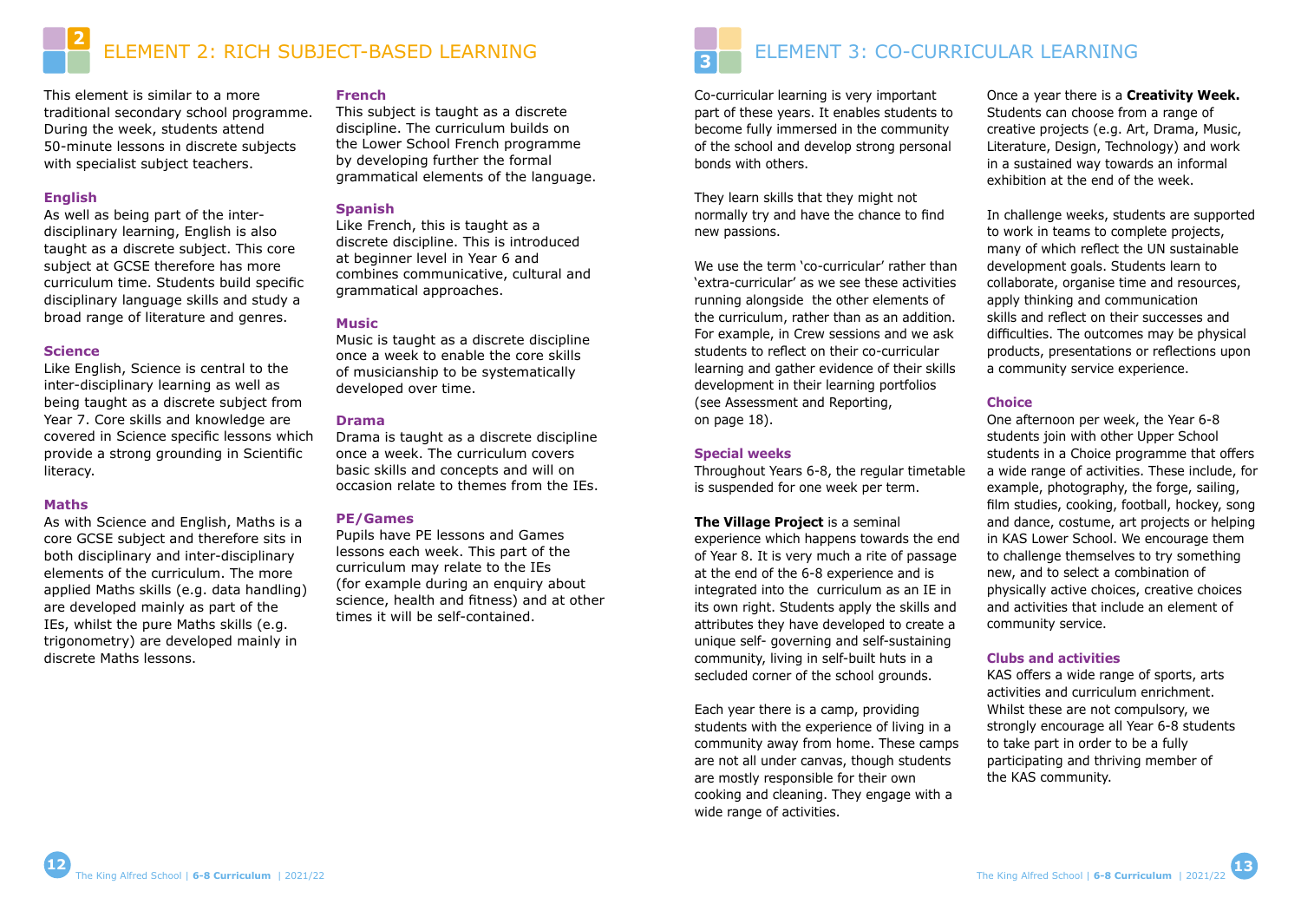## ELEMENT 2: RICH SUBJECT-BASED LEARNING

This element is similar to a more traditional secondary school programme. During the week, students attend 50-minute lessons in discrete subjects with specialist subject teachers.

### English

As well as being part of the inter-disciplinary learning, English is also taught as a discrete subject. This core subject at GCSE therefore has more curriculum time. Students build specific disciplinary language skills and study a broad range of literature and genres.

### Science

Like English, Science is central to the inter-disciplinary learning as well as being taught as a discrete subject from Year 7. Core skills and knowledge are covered in Science specific lessons which provide a strong grounding in Scientific literacy.

### Maths

As with Science and English, Maths is a core GCSE subject and therefore sits in both disciplinary and inter-disciplinary elements of the curriculum. The more applied Maths skills (e.g. data handling) are developed mainly as part of the IEs, whilst the pure Maths skills (e.g. trigonometry) are developed mainly in discrete Maths lessons.

### French

This subject is taught as a discrete discipline. The curriculum builds on the Lower School French programme by developing further the formal grammatical elements of the language.

### Spanish

Like French, this is taught as a discrete discipline. This is introduced at beginner level in Year 6 and combines communicative, cultural and grammatical approaches.

### Music

Music is taught as a discrete discipline once a week to enable the core skills of musicianship to be systematically developed over time.

### Drama

Drama is taught as a discrete discipline once a week. The curriculum covers basic skills and concepts and will on occasion relate to themes from the IEs.

### PE/Games

Pupils have PE lessons and Games lessons each week. This part of the curriculum may relate to the IEs (for example during an enquiry about science, health and fitness) and at other times it will be self-contained.

## ELEMENT 3: CO-CURRICULAR LEARNING

Co-curricular learning is very important part of these years. It enables students to become fully immersed in the community of the school and develop strong personal bonds with others.

They learn skills that they might not normally try and have the chance to find new passions.

We use the term 'co-curricular' rather than 'extra-curricular' as we see these activities running alongside the other elements of the curriculum, rather than as an addition. For example, in Crew sessions and we ask students to reflect on their co-curricular learning and gather evidence of their skills development in their learning portfolios (see Assessment and Reporting, on page 18).

### Special weeks

Throughout Years 6-8, the regular timetable is suspended for one week per term.

**The Village Project** is a seminal experience which happens towards the end of Year 8. It is very much a rite of passage at the end of the 6-8 experience and is integrated into the curriculum as an IE in its own right. Students apply the skills and attributes they have developed to create a unique self- governing and self-sustaining community, living in self-built huts in a secluded corner of the school grounds.

Each year there is a camp, providing students with the experience of living in a community away from home. These camps are not all under canvas, though students are mostly responsible for their own cooking and cleaning. They engage with a wide range of activities.

Once a year there is a **Creativity Week.** Students can choose from a range of creative projects (e.g. Art, Drama, Music, Literature, Design, Technology) and work in a sustained way towards an informal exhibition at the end of the week.

In challenge weeks, students are supported to work in teams to complete projects, many of which reflect the UN sustainable development goals. Students learn to collaborate, organise time and resources, apply thinking and communication skills and reflect on their successes and difficulties. The outcomes may be physical products, presentations or reflections upon a community service experience.

### Choice

One afternoon per week, the Year 6-8 students join with other Upper School students in a Choice programme that offers a wide range of activities. These include, for example, photography, the forge, sailing, film studies, cooking, football, hockey, song and dance, costume, art projects or helping in KAS Lower School. We encourage them to challenge themselves to try something new, and to select a combination of physically active choices, creative choices and activities that include an element of community service.

### Clubs and activities

KAS offers a wide range of sports, arts activities and curriculum enrichment. Whilst these are not compulsory, we strongly encourage all Year 6-8 students to take part in order to be a fully participating and thriving member of the KAS community.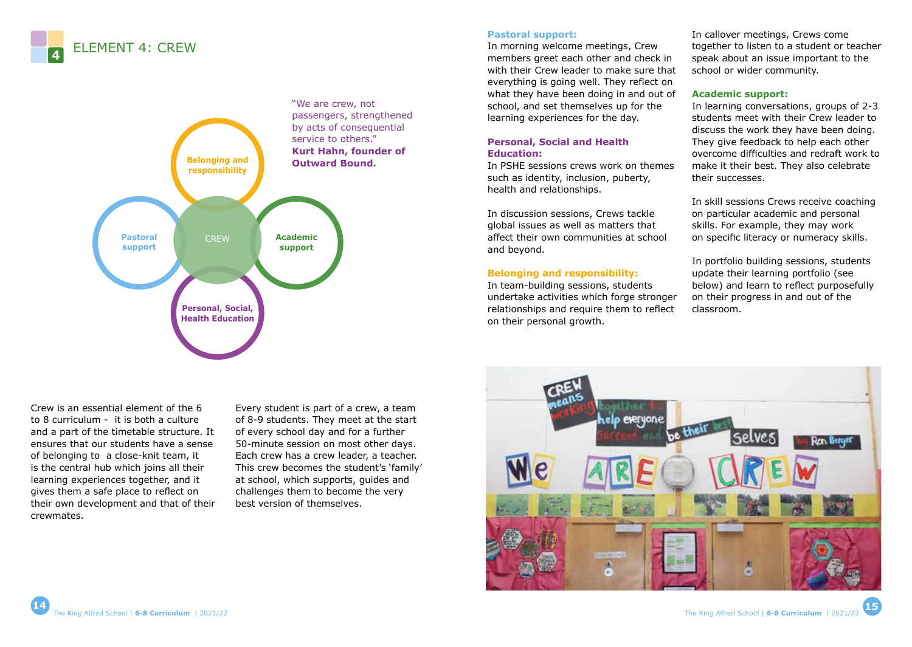# ELEMENT 4: CREW

Belonging and responsibility

Pastoral support

CREW

Academic support

Personal, Social, Health Education

"We are crew, not passengers, strengthened by acts of consequential service to others."
**Kurt Hahn, founder of Outward Bound.**

Crew is an essential element of the 6 to 8 curriculum - it is both a culture and a part of the timetable structure. It ensures that our students have a sense of belonging to a close-knit team, it is the central hub which joins all their learning experiences together, and it gives them a safe place to reflect on their own development and that of their crewmates.

Every student is part of a crew, a team of 8-9 students. They meet at the start of every school day and for a further 50-minute session on most other days. Each crew has a crew leader, a teacher. This crew becomes the student's 'family' at school, which supports, guides and challenges them to become the very best version of themselves.

**Pastoral support:**
In morning welcome meetings, Crew members greet each other and check in with their Crew leader to make sure that everything is going well. They reflect on what they have been doing in and out of school, and set themselves up for the learning experiences for the day.

**Personal, Social and Health Education:**
In PSHE sessions crews work on themes such as identity, inclusion, puberty, health and relationships.

In discussion sessions, Crews tackle global issues as well as matters that affect their own communities at school and beyond.

**Belonging and responsibility:**
In team-building sessions, students undertake activities which forge stronger relationships and require them to reflect on their personal growth.

In callover meetings, Crews come together to listen to a student or teacher speak about an issue important to the school or wider community.

**Academic support:**
In learning conversations, groups of 2-3 students meet with their Crew leader to discuss the work they have been doing. They give feedback to help each other overcome difficulties and redraft work to make it their best. They also celebrate their successes.

In skill sessions Crews receive coaching on particular academic and personal skills. For example, they may work on specific literacy or numeracy skills.

In portfolio building sessions, students update their learning portfolio (see below) and learn to reflect purposefully on their progress in and out of the classroom.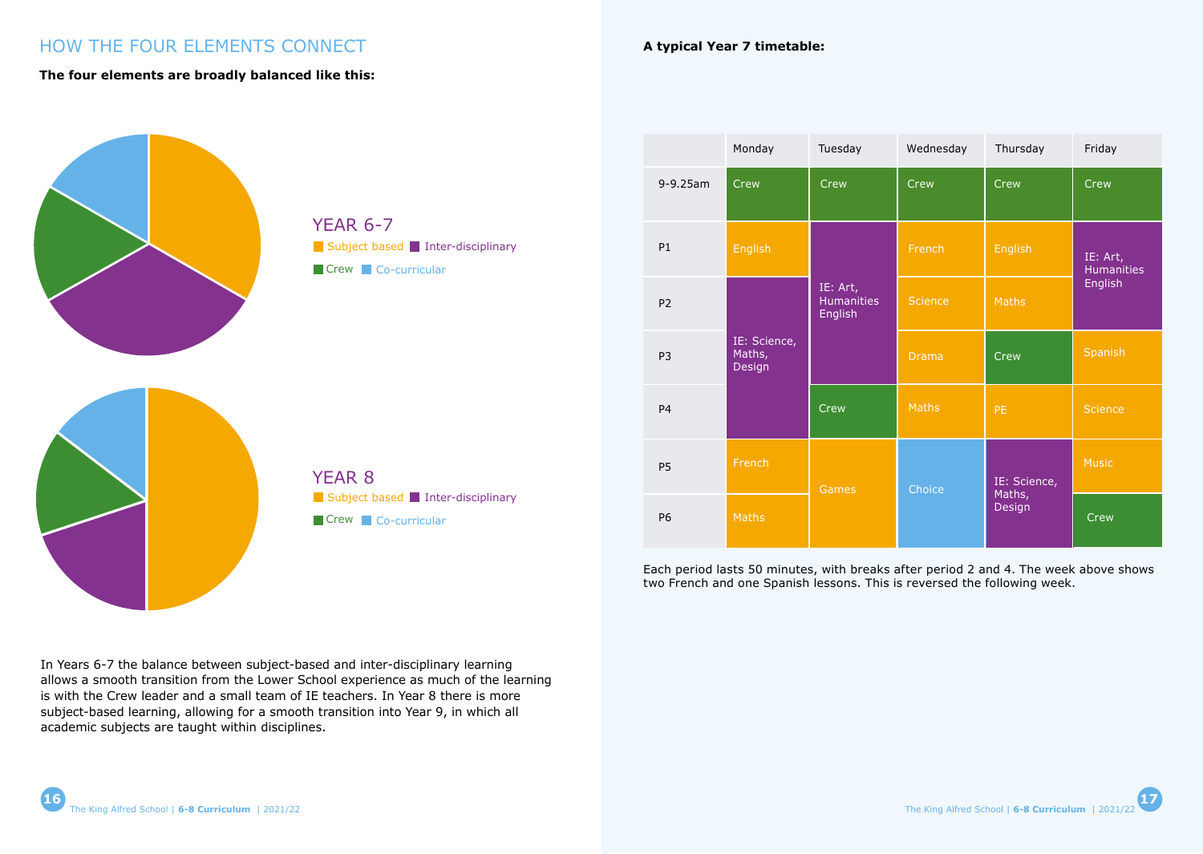## HOW THE FOUR ELEMENTS CONNECT

**The four elements are broadly balanced like this:**

YEAR 6-7

Subject based | Inter-disciplinary | Crew | Co-curricular

YEAR 8

Subject based | Inter-disciplinary | Crew | Co-curricular

In Years 6-7 the balance between subject-based and inter-disciplinary learning allows a smooth transition from the Lower School experience as much of the learning is with the Crew leader and a small team of IE teachers. In Year 8 there is more subject-based learning, allowing for a smooth transition into Year 9, in which all academic subjects are taught within disciplines.

**A typical Year 7 timetable:**

| | Monday | Tuesday | Wednesday | Thursday | Friday |
|---|---|---|---|---|---|
| 9-9.25am | Crew | Crew | Crew | Crew | Crew |
| P1 | English | IE: Art, Humanities English | French | English | IE: Art, Humanities English |
| P2 | IE: Science, Maths, Design | IE: Art, Humanities English | Science | Maths | IE: Art, Humanities English |
| P3 | IE: Science, Maths, Design | IE: Art, Humanities English | Drama | Crew | Spanish |
| P4 | IE: Science, Maths, Design | Crew | Maths | PE | Science |
| P5 | French | Games | Choice | IE: Science, Maths, Design | Music |
| P6 | Maths | Games | Choice | IE: Science, Maths, Design | Crew |

Each period lasts 50 minutes, with breaks after period 2 and 4. The week above shows two French and one Spanish lessons. This is reversed the following week.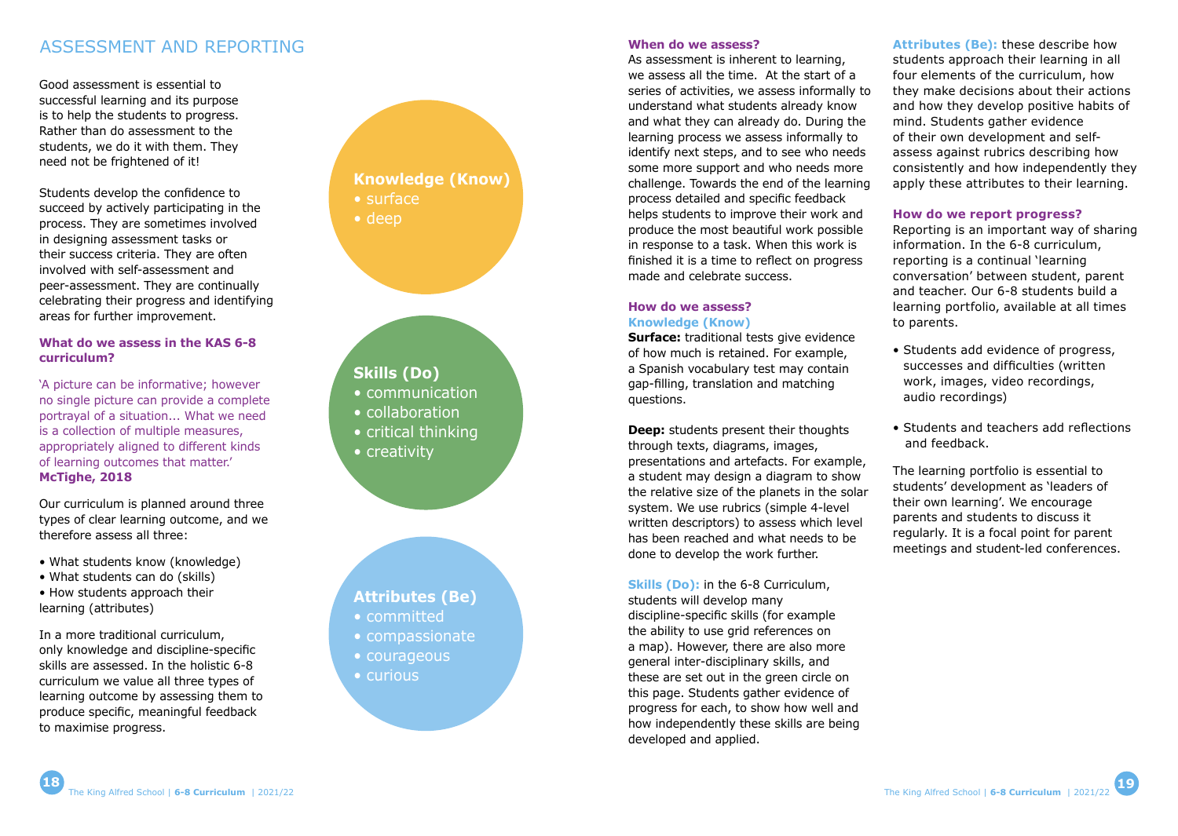# ASSESSMENT AND REPORTING

Good assessment is essential to successful learning and its purpose is to help the students to progress. Rather than do assessment to the students, we do it with them. They need not be frightened of it!

Students develop the confidence to succeed by actively participating in the process. They are sometimes involved in designing assessment tasks or their success criteria. They are often involved with self-assessment and peer-assessment. They are continually celebrating their progress and identifying areas for further improvement.

### What do we assess in the KAS 6-8 curriculum?

'A picture can be informative; however no single picture can provide a complete portrayal of a situation... What we need is a collection of multiple measures, appropriately aligned to different kinds of learning outcomes that matter.'
**McTighe, 2018**

Our curriculum is planned around three types of clear learning outcome, and we therefore assess all three:

- What students know (knowledge)
- What students can do (skills)
- How students approach their learning (attributes)

In a more traditional curriculum, only knowledge and discipline-specific skills are assessed. In the holistic 6-8 curriculum we value all three types of learning outcome by assessing them to produce specific, meaningful feedback to maximise progress.

**Knowledge (Know)**
- surface
- deep

**Skills (Do)**
- communication
- collaboration
- critical thinking
- creativity

**Attributes (Be)**
- committed
- compassionate
- courageous
- curious

### When do we assess?

As assessment is inherent to learning, we assess all the time. At the start of a series of activities, we assess informally to understand what students already know and what they can already do. During the learning process we assess informally to identify next steps, and to see who needs some more support and who needs more challenge. Towards the end of the learning process detailed and specific feedback helps students to improve their work and produce the most beautiful work possible in response to a task. When this work is finished it is a time to reflect on progress made and celebrate success.

### How do we assess?

**Knowledge (Know)**

**Surface:** traditional tests give evidence of how much is retained. For example, a Spanish vocabulary test may contain gap-filling, translation and matching questions.

**Deep:** students present their thoughts through texts, diagrams, images, presentations and artefacts. For example, a student may design a diagram to show the relative size of the planets in the solar system. We use rubrics (simple 4-level written descriptors) to assess which level has been reached and what needs to be done to develop the work further.

**Skills (Do):** in the 6-8 Curriculum, students will develop many discipline-specific skills (for example the ability to use grid references on a map). However, there are also more general inter-disciplinary skills, and these are set out in the green circle on this page. Students gather evidence of progress for each, to show how well and how independently these skills are being developed and applied.

**Attributes (Be):** these describe how students approach their learning in all four elements of the curriculum, how they make decisions about their actions and how they develop positive habits of mind. Students gather evidence of their own development and self-assess against rubrics describing how consistently and how independently they apply these attributes to their learning.

### How do we report progress?

Reporting is an important way of sharing information. In the 6-8 curriculum, reporting is a continual 'learning conversation' between student, parent and teacher. Our 6-8 students build a learning portfolio, available at all times to parents.

- Students add evidence of progress, successes and difficulties (written work, images, video recordings, audio recordings)
- Students and teachers add reflections and feedback.

The learning portfolio is essential to students' development as 'leaders of their own learning'. We encourage parents and students to discuss it regularly. It is a focal point for parent meetings and student-led conferences.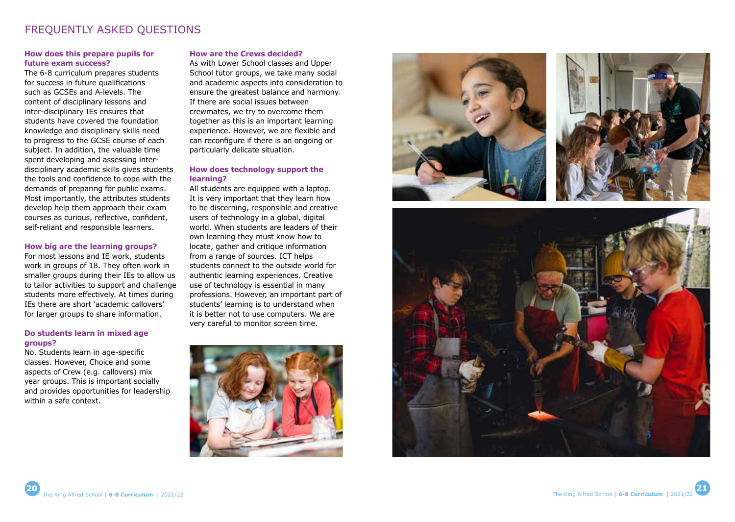# FREQUENTLY ASKED QUESTIONS

### How does this prepare pupils for future exam success?

The 6-8 curriculum prepares students for success in future qualifications such as GCSEs and A-levels. The content of disciplinary lessons and inter-disciplinary IEs ensures that students have covered the foundation knowledge and disciplinary skills need to progress to the GCSE course of each subject. In addition, the valuable time spent developing and assessing inter-disciplinary academic skills gives students the tools and confidence to cope with the demands of preparing for public exams. Most importantly, the attributes students develop help them approach their exam courses as curious, reflective, confident, self-reliant and responsible learners.

### How big are the learning groups?

For most lessons and IE work, students work in groups of 18. They often work in smaller groups during their IEs to allow us to tailor activities to support and challenge students more effectively. At times during IEs there are short 'academic callovers' for larger groups to share information.

### Do students learn in mixed age groups?

No. Students learn in age-specific classes. However, Choice and some aspects of Crew (e.g. callovers) mix year groups. This is important socially and provides opportunities for leadership within a safe context.

### How are the Crews decided?

As with Lower School classes and Upper School tutor groups, we take many social and academic aspects into consideration to ensure the greatest balance and harmony. If there are social issues between crewmates, we try to overcome them together as this is an important learning experience. However, we are flexible and can reconfigure if there is an ongoing or particularly delicate situation.

### How does technology support the learning?

All students are equipped with a laptop. It is very important that they learn how to be discerning, responsible and creative users of technology in a global, digital world. When students are leaders of their own learning they must know how to locate, gather and critique information from a range of sources. ICT helps students connect to the outside world for authentic learning experiences. Creative use of technology is essential in many professions. However, an important part of students' learning is to understand when it is better not to use computers. We are very careful to monitor screen time.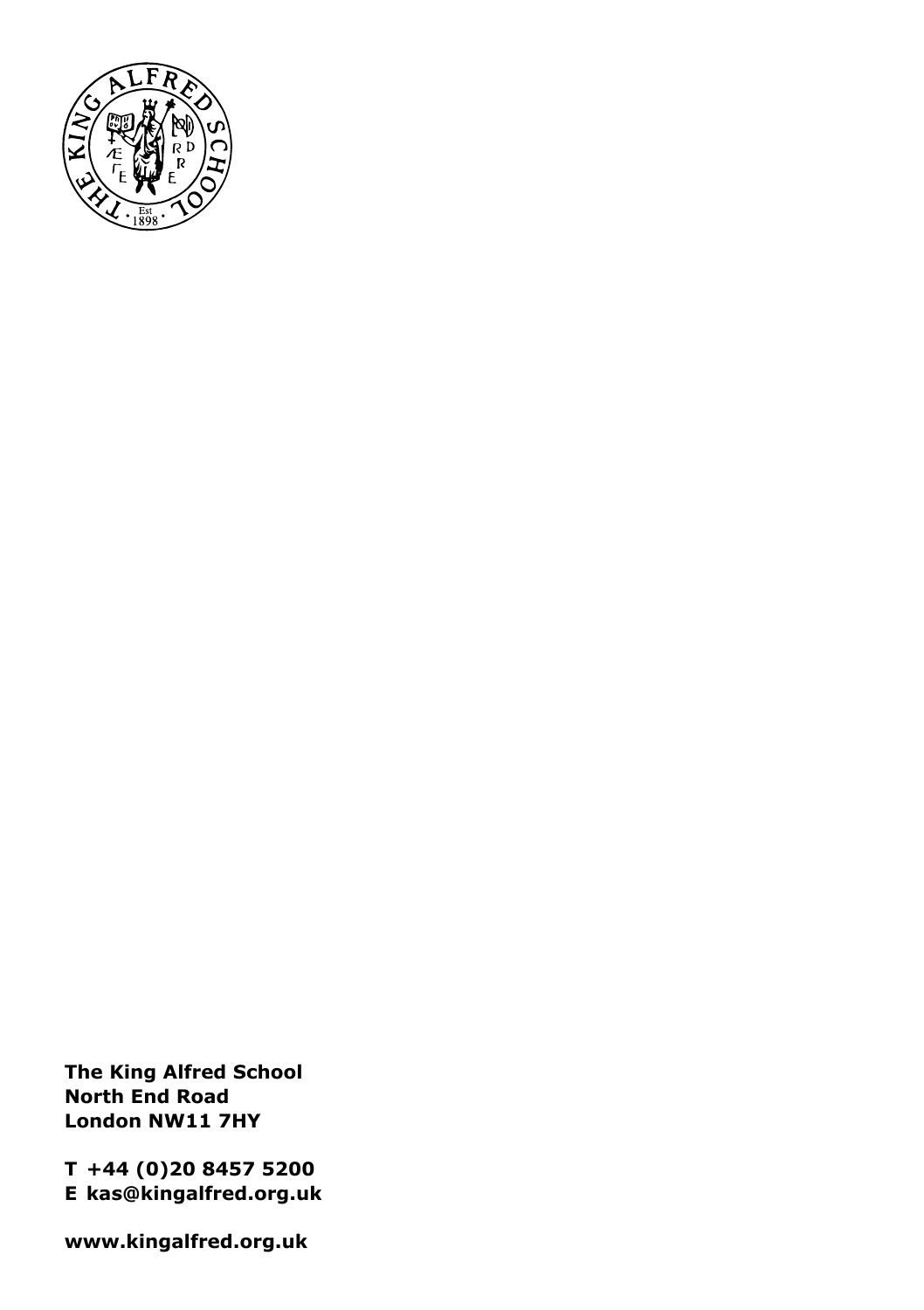**The King Alfred School**
**North End Road**
**London NW11 7HY**

**T +44 (0)20 8457 5200**
**E kas@kingalfred.org.uk**

**www.kingalfred.org.uk**